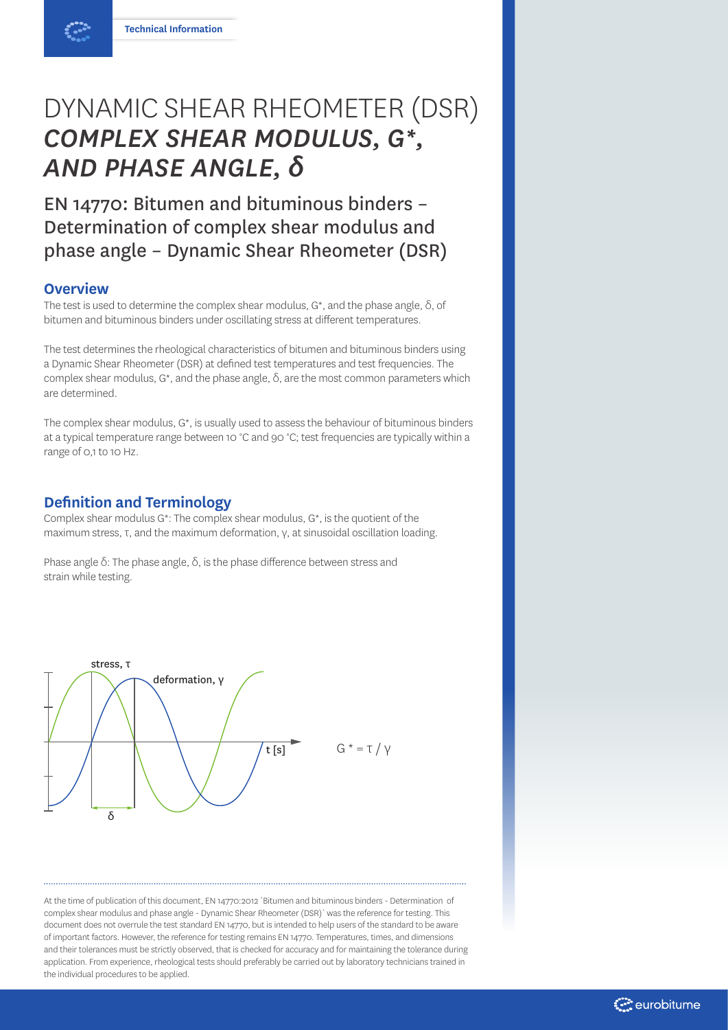# DYNAMIC SHEAR RHEOMETER (DSR) *COMPLEX SHEAR MODULUS, G\*, AND PHASE ANGLE, δ*

## EN 14770: Bitumen and bituminous binders – Determination of complex shear modulus and phase angle – Dynamic Shear Rheometer (DSR)

### Overview

The test is used to determine the complex shear modulus, G*, and the phase angle, δ, of bitumen and bituminous binders under oscillating stress at different temperatures.

The test determines the rheological characteristics of bitumen and bituminous binders using a Dynamic Shear Rheometer (DSR) at defined test temperatures and test frequencies. The complex shear modulus, G*, and the phase angle, δ, are the most common parameters which are determined.

The complex shear modulus, G*, is usually used to assess the behaviour of bituminous binders at a typical temperature range between 10 °C and 90 °C; test frequencies are typically within a range of 0,1 to 10 Hz.

### Definition and Terminology

Complex shear modulus G*: The complex shear modulus, G*, is the quotient of the maximum stress, τ, and the maximum deformation, γ, at sinusoidal oscillation loading.

Phase angle δ: The phase angle, δ, is the phase difference between stress and strain while testing.

stress, τ

deformation, γ

t [s]

δ

$$G^* = \tau / \gamma$$

At the time of publication of this document, EN 14770:2012 `Bitumen and bituminous binders - Determination of complex shear modulus and phase angle - Dynamic Shear Rheometer (DSR)` was the reference for testing. This document does not overrule the test standard EN 14770, but is intended to help users of the standard to be aware of important factors. However, the reference for testing remains EN 14770. Temperatures, times, and dimensions and their tolerances must be strictly observed, that is checked for accuracy and for maintaining the tolerance during application. From experience, rheological tests should preferably be carried out by laboratory technicians trained in the individual procedures to be applied.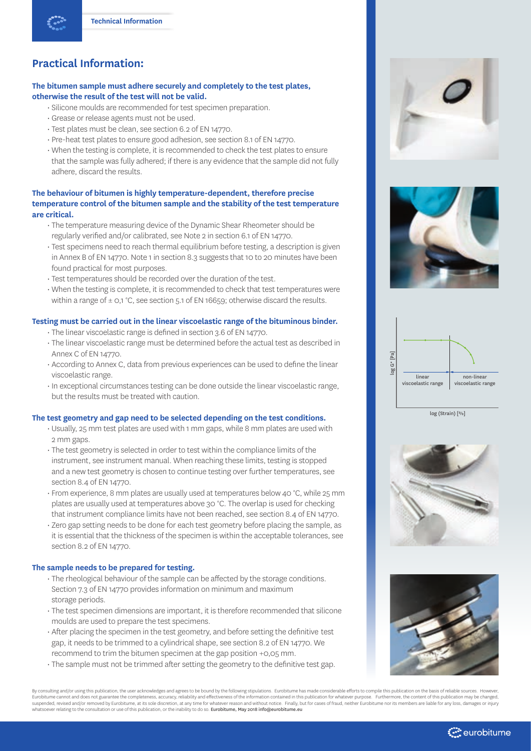## Practical Information:

**The bitumen sample must adhere securely and completely to the test plates, otherwise the result of the test will not be valid.**

- Silicone moulds are recommended for test specimen preparation.
- Grease or release agents must not be used.
- Test plates must be clean, see section 6.2 of EN 14770.
- Pre-heat test plates to ensure good adhesion, see section 8.1 of EN 14770.
- When the testing is complete, it is recommended to check the test plates to ensure that the sample was fully adhered; if there is any evidence that the sample did not fully adhere, discard the results.

**The behaviour of bitumen is highly temperature-dependent, therefore precise temperature control of the bitumen sample and the stability of the test temperature are critical.**

- The temperature measuring device of the Dynamic Shear Rheometer should be regularly verified and/or calibrated, see Note 2 in section 6.1 of EN 14770.
- Test specimens need to reach thermal equilibrium before testing, a description is given in Annex B of EN 14770. Note 1 in section 8.3 suggests that 10 to 20 minutes have been found practical for most purposes.
- Test temperatures should be recorded over the duration of the test.
- When the testing is complete, it is recommended to check that test temperatures were within a range of ± 0,1 °C, see section 5.1 of EN 16659; otherwise discard the results.

**Testing must be carried out in the linear viscoelastic range of the bituminous binder.**

- The linear viscoelastic range is defined in section 3.6 of EN 14770.
- The linear viscoelastic range must be determined before the actual test as described in Annex C of EN 14770.
- According to Annex C, data from previous experiences can be used to define the linear viscoelastic range.
- In exceptional circumstances testing can be done outside the linear viscoelastic range, but the results must be treated with caution.

log G* [Pa]
linear viscoelastic range
non-linear viscoelastic range
log (Strain) [%]

**The test geometry and gap need to be selected depending on the test conditions.**

- Usually, 25 mm test plates are used with 1 mm gaps, while 8 mm plates are used with 2 mm gaps.
- The test geometry is selected in order to test within the compliance limits of the instrument, see instrument manual. When reaching these limits, testing is stopped and a new test geometry is chosen to continue testing over further temperatures, see section 8.4 of EN 14770.
- From experience, 8 mm plates are usually used at temperatures below 40 °C, while 25 mm plates are usually used at temperatures above 30 °C. The overlap is used for checking that instrument compliance limits have not been reached, see section 8.4 of EN 14770.
- Zero gap setting needs to be done for each test geometry before placing the sample, as it is essential that the thickness of the specimen is within the acceptable tolerances, see section 8.2 of EN 14770.

**The sample needs to be prepared for testing.**

- The rheological behaviour of the sample can be affected by the storage conditions. Section 7.3 of EN 14770 provides information on minimum and maximum storage periods.
- The test specimen dimensions are important, it is therefore recommended that silicone moulds are used to prepare the test specimens.
- After placing the specimen in the test geometry, and before setting the definitive test gap, it needs to be trimmed to a cylindrical shape, see section 8.2 of EN 14770. We recommend to trim the bitumen specimen at the gap position +0,05 mm.
- The sample must not be trimmed after setting the geometry to the definitive test gap.

By consulting and/or using this publication, the user acknowledges and agrees to be bound by the following stipulations. Eurobitume has made considerable efforts to compile this publication on the basis of reliable sources. However, Eurobitume cannot and does not guarantee the completeness, accuracy, reliability and effectiveness of the information contained in this publication for whatever purpose. Furthermore, the content of this publication may be changed, suspended, revised and/or removed by Eurobitume, at its sole discretion, at any time for whatever reason and without notice. Finally, but for cases of fraud, neither Eurobitume nor its members are liable for any loss, damages or injury whatsoever relating to the consultation or use of this publication, or the inability to do so. **Eurobitume, May 2018 info@eurobitume.eu**